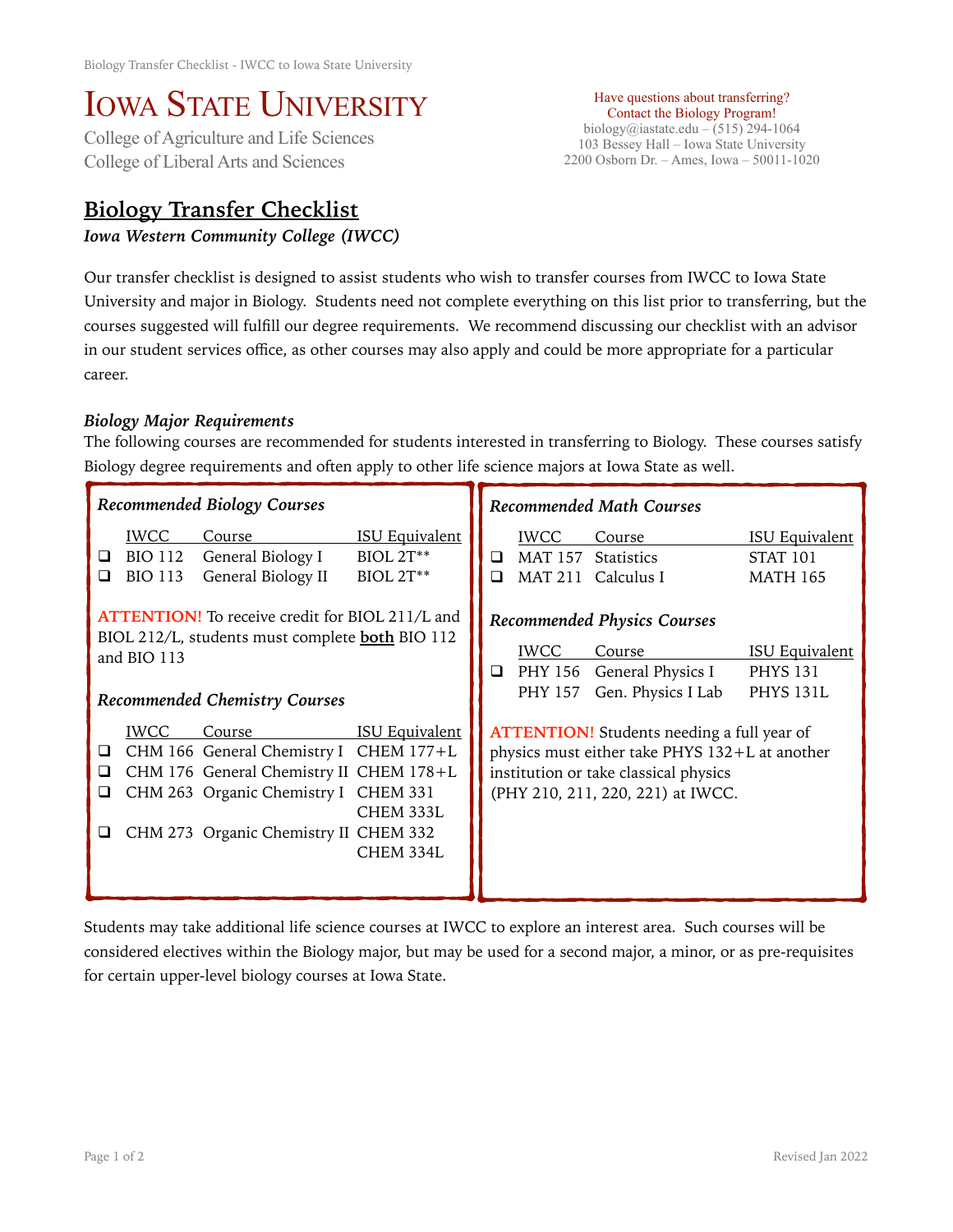# Iowa State University

College of Agriculture and Life Sciences
College of Liberal Arts and Sciences

Have questions about transferring?
Contact the Biology Program!
biology@iastate.edu – (515) 294-1064
103 Bessey Hall – Iowa State University
2200 Osborn Dr. – Ames, Iowa – 50011-1020

## Biology Transfer Checklist

***Iowa Western Community College (IWCC)***

Our transfer checklist is designed to assist students who wish to transfer courses from IWCC to Iowa State University and major in Biology. Students need not complete everything on this list prior to transferring, but the courses suggested will fulfill our degree requirements. We recommend discussing our checklist with an advisor in our student services office, as other courses may also apply and could be more appropriate for a particular career.

### *Biology Major Requirements*

The following courses are recommended for students interested in transferring to Biology. These courses satisfy Biology degree requirements and often apply to other life science majors at Iowa State as well.

#### *Recommended Biology Courses*

| | IWCC | Course | ISU Equivalent |
|---|---|---|---|
| ❑ | BIO 112 | General Biology I | BIOL 2T** |
| ❑ | BIO 113 | General Biology II | BIOL 2T** |

**ATTENTION!** To receive credit for BIOL 211/L and BIOL 212/L, students must complete **both** BIO 112 and BIO 113

#### *Recommended Chemistry Courses*

| | IWCC | Course | ISU Equivalent |
|---|---|---|---|
| ❑ | CHM 166 | General Chemistry I | CHEM 177+L |
| ❑ | CHM 176 | General Chemistry II | CHEM 178+L |
| ❑ | CHM 263 | Organic Chemistry I | CHEM 331<br>CHEM 333L |
| ❑ | CHM 273 | Organic Chemistry II | CHEM 332<br>CHEM 334L |

#### *Recommended Math Courses*

| | IWCC | Course | ISU Equivalent |
|---|---|---|---|
| ❑ | MAT 157 | Statistics | STAT 101 |
| ❑ | MAT 211 | Calculus I | MATH 165 |

#### *Recommended Physics Courses*

| | IWCC | Course | ISU Equivalent |
|---|---|---|---|
| ❑ | PHY 156 | General Physics I | PHYS 131 |
| | PHY 157 | Gen. Physics I Lab | PHYS 131L |

**ATTENTION!** Students needing a full year of physics must either take PHYS 132+L at another institution or take classical physics (PHY 210, 211, 220, 221) at IWCC.

Students may take additional life science courses at IWCC to explore an interest area. Such courses will be considered electives within the Biology major, but may be used for a second major, a minor, or as pre-requisites for certain upper-level biology courses at Iowa State.

Revised Jan 2022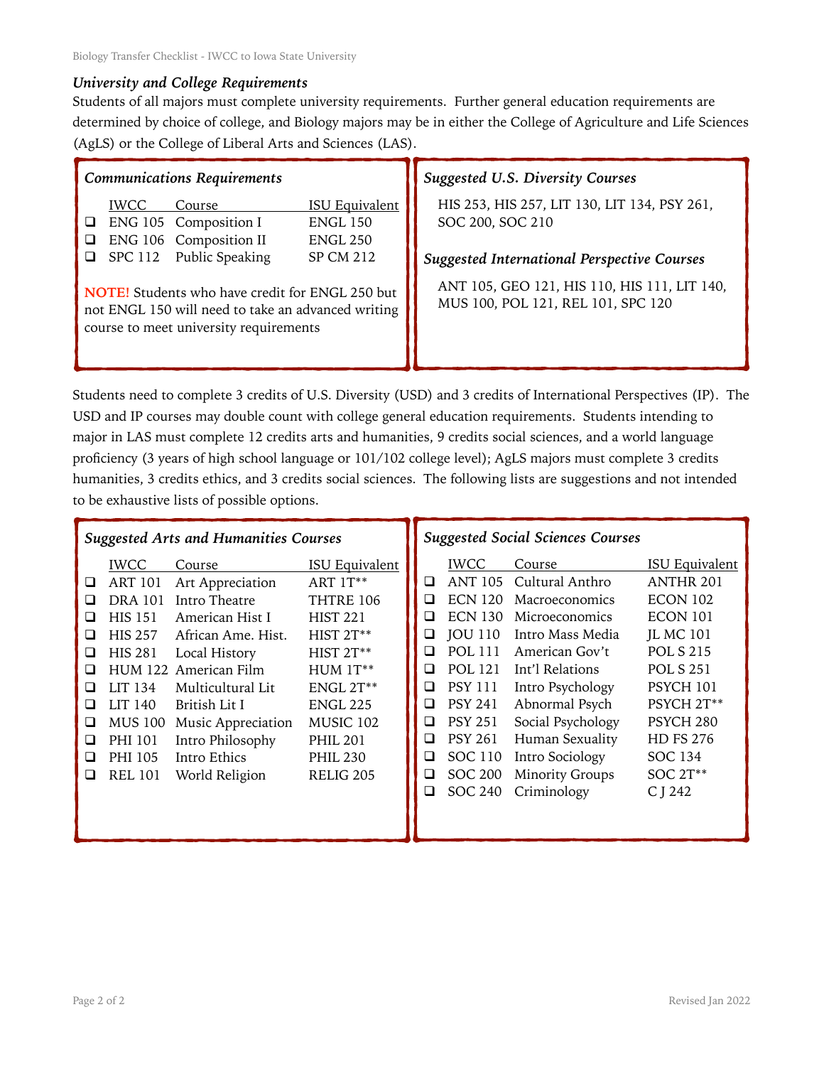*University and College Requirements*

Students of all majors must complete university requirements. Further general education requirements are determined by choice of college, and Biology majors may be in either the College of Agriculture and Life Sciences (AgLS) or the College of Liberal Arts and Sciences (LAS).

### *Communications Requirements*

| | IWCC | Course | ISU Equivalent |
|---|---|---|---|
| ❑ | ENG 105 | Composition I | ENGL 150 |
| ❑ | ENG 106 | Composition II | ENGL 250 |
| ❑ | SPC 112 | Public Speaking | SP CM 212 |

**NOTE!** Students who have credit for ENGL 250 but not ENGL 150 will need to take an advanced writing course to meet university requirements

### *Suggested U.S. Diversity Courses*

HIS 253, HIS 257, LIT 130, LIT 134, PSY 261, SOC 200, SOC 210

### *Suggested International Perspective Courses*

ANT 105, GEO 121, HIS 110, HIS 111, LIT 140, MUS 100, POL 121, REL 101, SPC 120

Students need to complete 3 credits of U.S. Diversity (USD) and 3 credits of International Perspectives (IP). The USD and IP courses may double count with college general education requirements. Students intending to major in LAS must complete 12 credits arts and humanities, 9 credits social sciences, and a world language proficiency (3 years of high school language or 101/102 college level); AgLS majors must complete 3 credits humanities, 3 credits ethics, and 3 credits social sciences. The following lists are suggestions and not intended to be exhaustive lists of possible options.

### *Suggested Arts and Humanities Courses*

| | IWCC | Course | ISU Equivalent |
|---|---|---|---|
| ❑ | ART 101 | Art Appreciation | ART 1T** |
| ❑ | DRA 101 | Intro Theatre | THTRE 106 |
| ❑ | HIS 151 | American Hist I | HIST 221 |
| ❑ | HIS 257 | African Ame. Hist. | HIST 2T** |
| ❑ | HIS 281 | Local History | HIST 2T** |
| ❑ | HUM 122 | American Film | HUM 1T** |
| ❑ | LIT 134 | Multicultural Lit | ENGL 2T** |
| ❑ | LIT 140 | British Lit I | ENGL 225 |
| ❑ | MUS 100 | Music Appreciation | MUSIC 102 |
| ❑ | PHI 101 | Intro Philosophy | PHIL 201 |
| ❑ | PHI 105 | Intro Ethics | PHIL 230 |
| ❑ | REL 101 | World Religion | RELIG 205 |

### *Suggested Social Sciences Courses*

| | IWCC | Course | ISU Equivalent |
|---|---|---|---|
| ❑ | ANT 105 | Cultural Anthro | ANTHR 201 |
| ❑ | ECN 120 | Macroeconomics | ECON 102 |
| ❑ | ECN 130 | Microeconomics | ECON 101 |
| ❑ | JOU 110 | Intro Mass Media | JL MC 101 |
| ❑ | POL 111 | American Gov't | POL S 215 |
| ❑ | POL 121 | Int'l Relations | POL S 251 |
| ❑ | PSY 111 | Intro Psychology | PSYCH 101 |
| ❑ | PSY 241 | Abnormal Psych | PSYCH 2T** |
| ❑ | PSY 251 | Social Psychology | PSYCH 280 |
| ❑ | PSY 261 | Human Sexuality | HD FS 276 |
| ❑ | SOC 110 | Intro Sociology | SOC 134 |
| ❑ | SOC 200 | Minority Groups | SOC 2T** |
| ❑ | SOC 240 | Criminology | C J 242 |